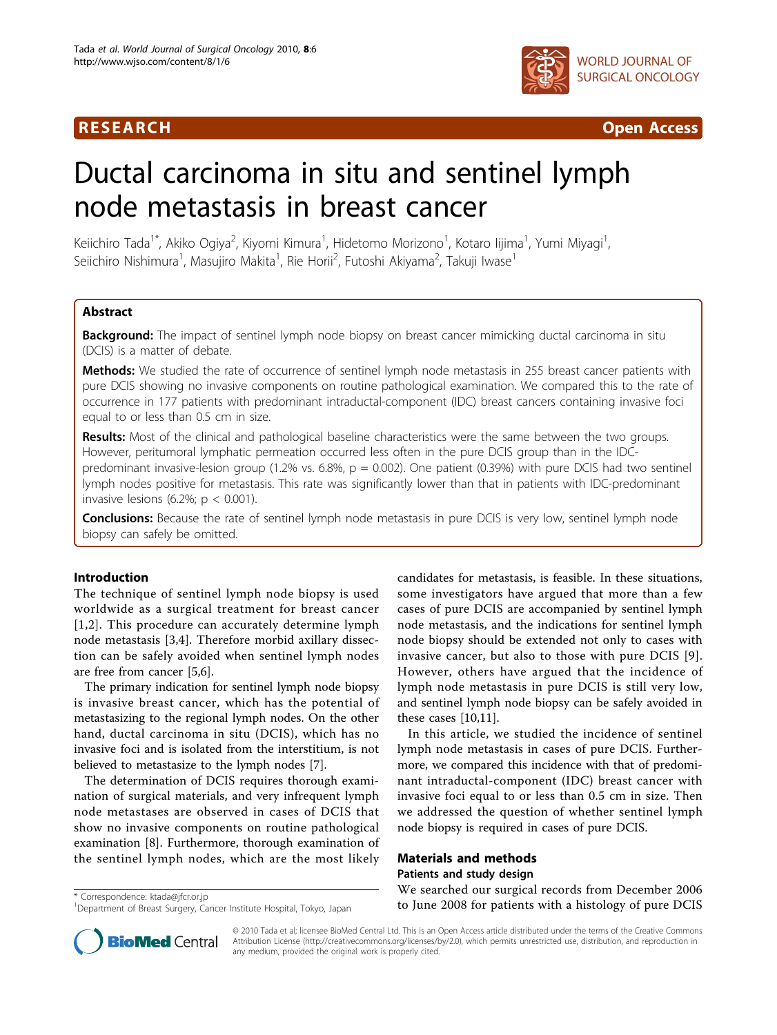RESEARCH Open Access

# Ductal carcinoma in situ and sentinel lymph node metastasis in breast cancer

Keiichiro Tada[1*], Akiko Ogiya[2], Kiyomi Kimura[1], Hidetomo Morizono[1], Kotaro Iijima[1], Yumi Miyagi[1], Seiichiro Nishimura[1], Masujiro Makita[1], Rie Horii[2], Futoshi Akiyama[2], Takuji Iwase[1]

## Abstract

**Background:** The impact of sentinel lymph node biopsy on breast cancer mimicking ductal carcinoma in situ (DCIS) is a matter of debate.

**Methods:** We studied the rate of occurrence of sentinel lymph node metastasis in 255 breast cancer patients with pure DCIS showing no invasive components on routine pathological examination. We compared this to the rate of occurrence in 177 patients with predominant intraductal-component (IDC) breast cancers containing invasive foci equal to or less than 0.5 cm in size.

**Results:** Most of the clinical and pathological baseline characteristics were the same between the two groups. However, peritumoral lymphatic permeation occurred less often in the pure DCIS group than in the IDC-predominant invasive-lesion group (1.2% vs. 6.8%, $p = 0.002$). One patient (0.39%) with pure DCIS had two sentinel lymph nodes positive for metastasis. This rate was significantly lower than that in patients with IDC-predominant invasive lesions (6.2%; $p < 0.001$).

**Conclusions:** Because the rate of sentinel lymph node metastasis in pure DCIS is very low, sentinel lymph node biopsy can safely be omitted.

## Introduction

The technique of sentinel lymph node biopsy is used worldwide as a surgical treatment for breast cancer [1,2]. This procedure can accurately determine lymph node metastasis [3,4]. Therefore morbid axillary dissection can be safely avoided when sentinel lymph nodes are free from cancer [5,6].

The primary indication for sentinel lymph node biopsy is invasive breast cancer, which has the potential of metastasizing to the regional lymph nodes. On the other hand, ductal carcinoma in situ (DCIS), which has no invasive foci and is isolated from the interstitium, is not believed to metastasize to the lymph nodes [7].

The determination of DCIS requires thorough examination of surgical materials, and very infrequent lymph node metastases are observed in cases of DCIS that show no invasive components on routine pathological examination [8]. Furthermore, thorough examination of the sentinel lymph nodes, which are the most likely candidates for metastasis, is feasible. In these situations, some investigators have argued that more than a few cases of pure DCIS are accompanied by sentinel lymph node metastasis, and the indications for sentinel lymph node biopsy should be extended not only to cases with invasive cancer, but also to those with pure DCIS [9]. However, others have argued that the incidence of lymph node metastasis in pure DCIS is still very low, and sentinel lymph node biopsy can be safely avoided in these cases [10,11].

In this article, we studied the incidence of sentinel lymph node metastasis in cases of pure DCIS. Furthermore, we compared this incidence with that of predominant intraductal-component (IDC) breast cancer with invasive foci equal to or less than 0.5 cm in size. Then we addressed the question of whether sentinel lymph node biopsy is required in cases of pure DCIS.

## Materials and methods

### Patients and study design

We searched our surgical records from December 2006 to June 2008 for patients with a histology of pure DCIS

\* Correspondence: ktada@jfcr.or.jp
[1]Department of Breast Surgery, Cancer Institute Hospital, Tokyo, Japan

© 2010 Tada et al; licensee BioMed Central Ltd. This is an Open Access article distributed under the terms of the Creative Commons Attribution License (http://creativecommons.org/licenses/by/2.0), which permits unrestricted use, distribution, and reproduction in any medium, provided the original work is properly cited.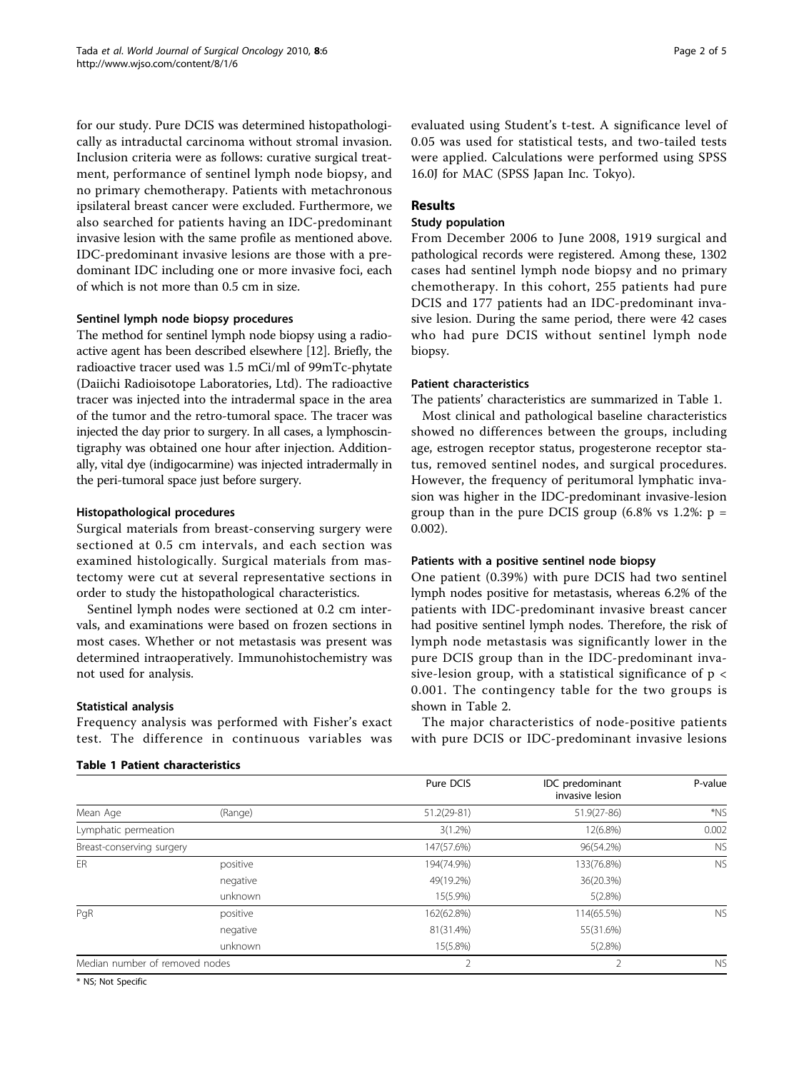for our study. Pure DCIS was determined histopathologically as intraductal carcinoma without stromal invasion. Inclusion criteria were as follows: curative surgical treatment, performance of sentinel lymph node biopsy, and no primary chemotherapy. Patients with metachronous ipsilateral breast cancer were excluded. Furthermore, we also searched for patients having an IDC-predominant invasive lesion with the same profile as mentioned above. IDC-predominant invasive lesions are those with a predominant IDC including one or more invasive foci, each of which is not more than 0.5 cm in size.

### Sentinel lymph node biopsy procedures

The method for sentinel lymph node biopsy using a radioactive agent has been described elsewhere [12]. Briefly, the radioactive tracer used was 1.5 mCi/ml of 99mTc-phytate (Daiichi Radioisotope Laboratories, Ltd). The radioactive tracer was injected into the intradermal space in the area of the tumor and the retro-tumoral space. The tracer was injected the day prior to surgery. In all cases, a lymphoscintigraphy was obtained one hour after injection. Additionally, vital dye (indigocarmine) was injected intradermally in the peri-tumoral space just before surgery.

### Histopathological procedures

Surgical materials from breast-conserving surgery were sectioned at 0.5 cm intervals, and each section was examined histologically. Surgical materials from mastectomy were cut at several representative sections in order to study the histopathological characteristics.

Sentinel lymph nodes were sectioned at 0.2 cm intervals, and examinations were based on frozen sections in most cases. Whether or not metastasis was present was determined intraoperatively. Immunohistochemistry was not used for analysis.

### Statistical analysis

Frequency analysis was performed with Fisher's exact test. The difference in continuous variables was evaluated using Student's t-test. A significance level of 0.05 was used for statistical tests, and two-tailed tests were applied. Calculations were performed using SPSS 16.0J for MAC (SPSS Japan Inc. Tokyo).

## Results

### Study population

From December 2006 to June 2008, 1919 surgical and pathological records were registered. Among these, 1302 cases had sentinel lymph node biopsy and no primary chemotherapy. In this cohort, 255 patients had pure DCIS and 177 patients had an IDC-predominant invasive lesion. During the same period, there were 42 cases who had pure DCIS without sentinel lymph node biopsy.

### Patient characteristics

The patients' characteristics are summarized in Table 1.

Most clinical and pathological baseline characteristics showed no differences between the groups, including age, estrogen receptor status, progesterone receptor status, removed sentinel nodes, and surgical procedures. However, the frequency of peritumoral lymphatic invasion was higher in the IDC-predominant invasive-lesion group than in the pure DCIS group (6.8% vs 1.2%: $p = 0.002$).

### Patients with a positive sentinel node biopsy

One patient (0.39%) with pure DCIS had two sentinel lymph nodes positive for metastasis, whereas 6.2% of the patients with IDC-predominant invasive breast cancer had positive sentinel lymph nodes. Therefore, the risk of lymph node metastasis was significantly lower in the pure DCIS group than in the IDC-predominant invasive-lesion group, with a statistical significance of $p < 0.001$. The contingency table for the two groups is shown in Table 2.

The major characteristics of node-positive patients with pure DCIS or IDC-predominant invasive lesions

**Table 1 Patient characteristics**

| | | Pure DCIS | IDC predominant invasive lesion | P-value |
|---|---|---|---|---|
| Mean Age | (Range) | 51.2(29-81) | 51.9(27-86) | *NS |
| Lymphatic permeation | | 3(1.2%) | 12(6.8%) | 0.002 |
| Breast-conserving surgery | | 147(57.6%) | 96(54.2%) | NS |
| ER | positive | 194(74.9%) | 133(76.8%) | NS |
| | negative | 49(19.2%) | 36(20.3%) | |
| | unknown | 15(5.9%) | 5(2.8%) | |
| PgR | positive | 162(62.8%) | 114(65.5%) | NS |
| | negative | 81(31.4%) | 55(31.6%) | |
| | unknown | 15(5.8%) | 5(2.8%) | |
| Median number of removed nodes | | 2 | 2 | NS |

* NS; Not Specific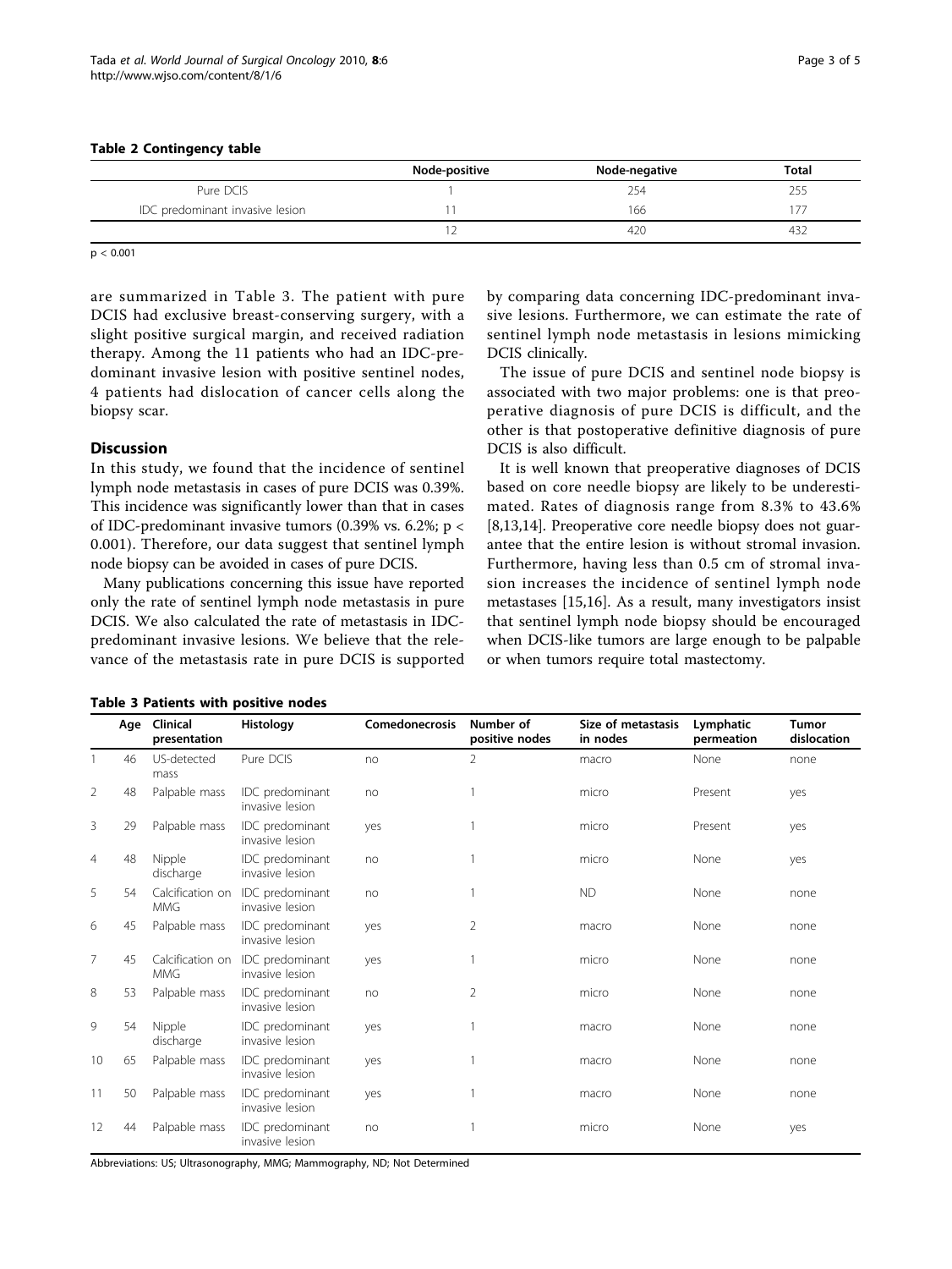**Table 2 Contingency table**

| | Node-positive | Node-negative | Total |
|---|---|---|---|
| Pure DCIS | 1 | 254 | 255 |
| IDC predominant invasive lesion | 11 | 166 | 177 |
| | 12 | 420 | 432 |

$p < 0.001$

are summarized in Table 3. The patient with pure DCIS had exclusive breast-conserving surgery, with a slight positive surgical margin, and received radiation therapy. Among the 11 patients who had an IDC-predominant invasive lesion with positive sentinel nodes, 4 patients had dislocation of cancer cells along the biopsy scar.

## Discussion

In this study, we found that the incidence of sentinel lymph node metastasis in cases of pure DCIS was 0.39%. This incidence was significantly lower than that in cases of IDC-predominant invasive tumors (0.39% vs. 6.2%; $p < 0.001$). Therefore, our data suggest that sentinel lymph node biopsy can be avoided in cases of pure DCIS.

Many publications concerning this issue have reported only the rate of sentinel lymph node metastasis in pure DCIS. We also calculated the rate of metastasis in IDC-predominant invasive lesions. We believe that the relevance of the metastasis rate in pure DCIS is supported by comparing data concerning IDC-predominant invasive lesions. Furthermore, we can estimate the rate of sentinel lymph node metastasis in lesions mimicking DCIS clinically.

The issue of pure DCIS and sentinel node biopsy is associated with two major problems: one is that preoperative diagnosis of pure DCIS is difficult, and the other is that postoperative definitive diagnosis of pure DCIS is also difficult.

It is well known that preoperative diagnoses of DCIS based on core needle biopsy are likely to be underestimated. Rates of diagnosis range from 8.3% to 43.6% [8,13,14]. Preoperative core needle biopsy does not guarantee that the entire lesion is without stromal invasion. Furthermore, having less than 0.5 cm of stromal invasion increases the incidence of sentinel lymph node metastases [15,16]. As a result, many investigators insist that sentinel lymph node biopsy should be encouraged when DCIS-like tumors are large enough to be palpable or when tumors require total mastectomy.

**Table 3 Patients with positive nodes**

| | Age | Clinical presentation | Histology | Comedonecrosis | Number of positive nodes | Size of metastasis in nodes | Lymphatic permeation | Tumor dislocation |
|---|---|---|---|---|---|---|---|---|
| 1 | 46 | US-detected mass | Pure DCIS | no | 2 | macro | None | none |
| 2 | 48 | Palpable mass | IDC predominant invasive lesion | no | 1 | micro | Present | yes |
| 3 | 29 | Palpable mass | IDC predominant invasive lesion | yes | 1 | micro | Present | yes |
| 4 | 48 | Nipple discharge | IDC predominant invasive lesion | no | 1 | micro | None | yes |
| 5 | 54 | Calcification on MMG | IDC predominant invasive lesion | no | 1 | ND | None | none |
| 6 | 45 | Palpable mass | IDC predominant invasive lesion | yes | 2 | macro | None | none |
| 7 | 45 | Calcification on MMG | IDC predominant invasive lesion | yes | 1 | micro | None | none |
| 8 | 53 | Palpable mass | IDC predominant invasive lesion | no | 2 | micro | None | none |
| 9 | 54 | Nipple discharge | IDC predominant invasive lesion | yes | 1 | macro | None | none |
| 10 | 65 | Palpable mass | IDC predominant invasive lesion | yes | 1 | macro | None | none |
| 11 | 50 | Palpable mass | IDC predominant invasive lesion | yes | 1 | macro | None | none |
| 12 | 44 | Palpable mass | IDC predominant invasive lesion | no | 1 | micro | None | yes |

Abbreviations: US; Ultrasonography, MMG; Mammography, ND; Not Determined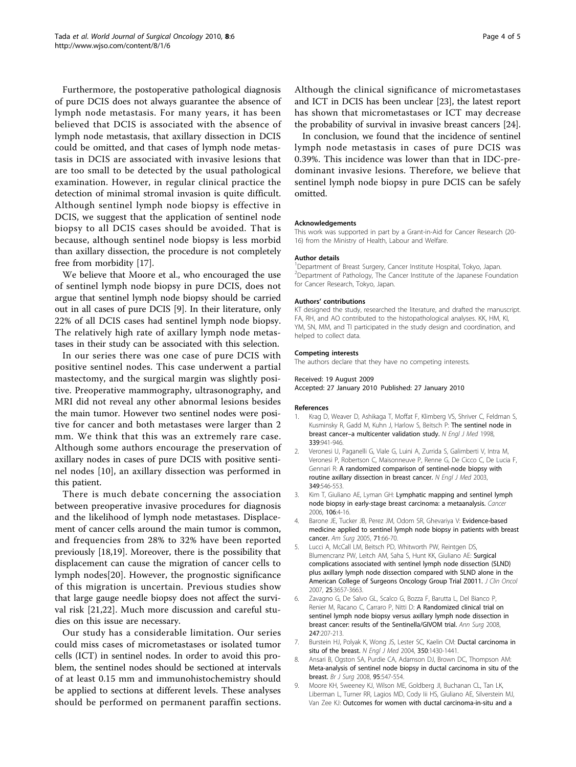Furthermore, the postoperative pathological diagnosis of pure DCIS does not always guarantee the absence of lymph node metastasis. For many years, it has been believed that DCIS is associated with the absence of lymph node metastasis, that axillary dissection in DCIS could be omitted, and that cases of lymph node metastasis in DCIS are associated with invasive lesions that are too small to be detected by the usual pathological examination. However, in regular clinical practice the detection of minimal stromal invasion is quite difficult. Although sentinel lymph node biopsy is effective in DCIS, we suggest that the application of sentinel node biopsy to all DCIS cases should be avoided. That is because, although sentinel node biopsy is less morbid than axillary dissection, the procedure is not completely free from morbidity [17].

We believe that Moore et al., who encouraged the use of sentinel lymph node biopsy in pure DCIS, does not argue that sentinel lymph node biopsy should be carried out in all cases of pure DCIS [9]. In their literature, only 22% of all DCIS cases had sentinel lymph node biopsy. The relatively high rate of axillary lymph node metastases in their study can be associated with this selection.

In our series there was one case of pure DCIS with positive sentinel nodes. This case underwent a partial mastectomy, and the surgical margin was slightly positive. Preoperative mammography, ultrasonography, and MRI did not reveal any other abnormal lesions besides the main tumor. However two sentinel nodes were positive for cancer and both metastases were larger than 2 mm. We think that this was an extremely rare case. Although some authors encourage the preservation of axillary nodes in cases of pure DCIS with positive sentinel nodes [10], an axillary dissection was performed in this patient.

There is much debate concerning the association between preoperative invasive procedures for diagnosis and the likelihood of lymph node metastases. Displacement of cancer cells around the main tumor is common, and frequencies from 28% to 32% have been reported previously [18,19]. Moreover, there is the possibility that displacement can cause the migration of cancer cells to lymph nodes[20]. However, the prognostic significance of this migration is uncertain. Previous studies show that large gauge needle biopsy does not affect the survival risk [21,22]. Much more discussion and careful studies on this issue are necessary.

Our study has a considerable limitation. Our series could miss cases of micrometastases or isolated tumor cells (ICT) in sentinel nodes. In order to avoid this problem, the sentinel nodes should be sectioned at intervals of at least 0.15 mm and immunohistochemistry should be applied to sections at different levels. These analyses should be performed on permanent paraffin sections. Although the clinical significance of micrometastases and ICT in DCIS has been unclear [23], the latest report has shown that micrometastases or ICT may decrease the probability of survival in invasive breast cancers [24].

In conclusion, we found that the incidence of sentinel lymph node metastasis in cases of pure DCIS was 0.39%. This incidence was lower than that in IDC-predominant invasive lesions. Therefore, we believe that sentinel lymph node biopsy in pure DCIS can be safely omitted.

#### Acknowledgements

This work was supported in part by a Grant-in-Aid for Cancer Research (20-16) from the Ministry of Health, Labour and Welfare.

#### Author details

[1]Department of Breast Surgery, Cancer Institute Hospital, Tokyo, Japan. [2]Department of Pathology, The Cancer Institute of the Japanese Foundation for Cancer Research, Tokyo, Japan.

#### Authors' contributions

KT designed the study, researched the literature, and drafted the manuscript. FA, RH, and AO contributed to the histopathological analyses. KK, HM, KI, YM, SN, MM, and TI participated in the study design and coordination, and helped to collect data.

#### Competing interests

The authors declare that they have no competing interests.

Received: 19 August 2009
Accepted: 27 January 2010 Published: 27 January 2010

#### References

1. Krag D, Weaver D, Ashikaga T, Moffat F, Klimberg VS, Shriver C, Feldman S, Kusminsky R, Gadd M, Kuhn J, Harlow S, Beitsch P: The sentinel node in breast cancer–a multicenter validation study. *N Engl J Med* 1998, 339:941-946.
2. Veronesi U, Paganelli G, Viale G, Luini A, Zurrida S, Galimberti V, Intra M, Veronesi P, Robertson C, Maisonneuve P, Renne G, De Cicco C, De Lucia F, Gennari R: A randomized comparison of sentinel-node biopsy with routine axillary dissection in breast cancer. *N Engl J Med* 2003, 349:546-553.
3. Kim T, Giuliano AE, Lyman GH: Lymphatic mapping and sentinel lymph node biopsy in early-stage breast carcinoma: a metaanalysis. *Cancer* 2006, 106:4-16.
4. Barone JE, Tucker JB, Perez JM, Odom SR, Ghevariya V: Evidence-based medicine applied to sentinel lymph node biopsy in patients with breast cancer. *Am Surg* 2005, 71:66-70.
5. Lucci A, McCall LM, Beitsch PD, Whitworth PW, Reintgen DS, Blumencranz PW, Leitch AM, Saha S, Hunt KK, Giuliano AE: Surgical complications associated with sentinel lymph node dissection (SLND) plus axillary lymph node dissection compared with SLND alone in the American College of Surgeons Oncology Group Trial Z0011. *J Clin Oncol* 2007, 25:3657-3663.
6. Zavagno G, De Salvo GL, Scalco G, Bozza F, Barutta L, Del Bianco P, Renier M, Racano C, Carraro P, Nitti D: A Randomized clinical trial on sentinel lymph node biopsy versus axillary lymph node dissection in breast cancer: results of the Sentinella/GIVOM trial. *Ann Surg* 2008, 247:207-213.
7. Burstein HJ, Polyak K, Wong JS, Lester SC, Kaelin CM: Ductal carcinoma in situ of the breast. *N Engl J Med* 2004, 350:1430-1441.
8. Ansari B, Ogston SA, Purdie CA, Adamson DJ, Brown DC, Thompson AM: Meta-analysis of sentinel node biopsy in ductal carcinoma in situ of the breast. *Br J Surg* 2008, 95:547-554.
9. Moore KH, Sweeney KJ, Wilson ME, Goldberg JI, Buchanan CL, Tan LK, Liberman L, Turner RR, Lagios MD, Cody Iii HS, Giuliano AE, Silverstein MJ, Van Zee KJ: Outcomes for women with ductal carcinoma-in-situ and a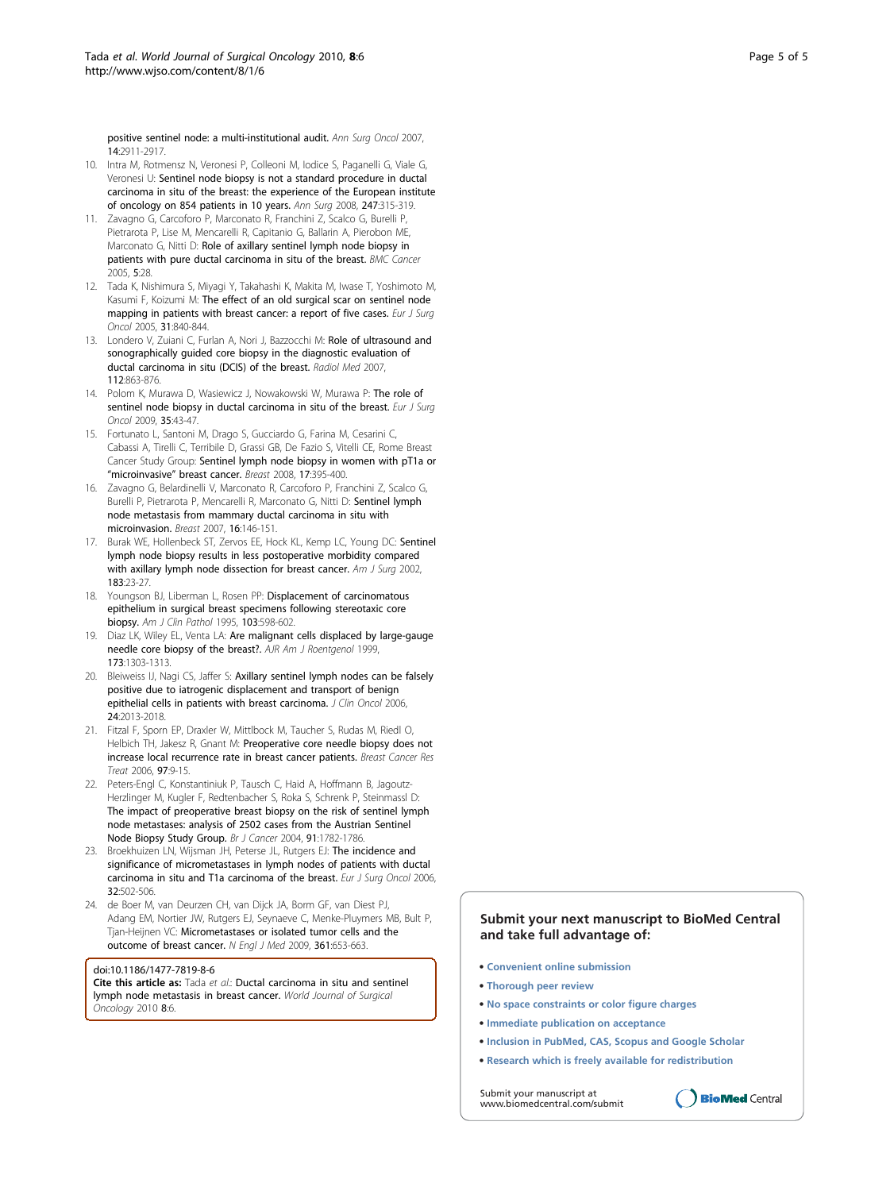positive sentinel node: a multi-institutional audit. *Ann Surg Oncol* 2007, **14**:2911-2917.

10. Intra M, Rotmensz N, Veronesi P, Colleoni M, Iodice S, Paganelli G, Viale G, Veronesi U: Sentinel node biopsy is not a standard procedure in ductal carcinoma in situ of the breast: the experience of the European institute of oncology on 854 patients in 10 years. *Ann Surg* 2008, **247**:315-319.
11. Zavagno G, Carcoforo P, Marconato R, Franchini Z, Scalco G, Burelli P, Pietrarota P, Lise M, Mencarelli R, Capitanio G, Ballarin A, Pierobon ME, Marconato G, Nitti D: Role of axillary sentinel lymph node biopsy in patients with pure ductal carcinoma in situ of the breast. *BMC Cancer* 2005, **5**:28.
12. Tada K, Nishimura S, Miyagi Y, Takahashi K, Makita M, Iwase T, Yoshimoto M, Kasumi F, Koizumi M: The effect of an old surgical scar on sentinel node mapping in patients with breast cancer: a report of five cases. *Eur J Surg Oncol* 2005, **31**:840-844.
13. Londero V, Zuiani C, Furlan A, Nori J, Bazzocchi M: Role of ultrasound and sonographically guided core biopsy in the diagnostic evaluation of ductal carcinoma in situ (DCIS) of the breast. *Radiol Med* 2007, **112**:863-876.
14. Polom K, Murawa D, Wasiewicz J, Nowakowski W, Murawa P: The role of sentinel node biopsy in ductal carcinoma in situ of the breast. *Eur J Surg Oncol* 2009, **35**:43-47.
15. Fortunato L, Santoni M, Drago S, Gucciardo G, Farina M, Cesarini C, Cabassi A, Tirelli C, Terribile D, Grassi GB, De Fazio S, Vitelli CE, Rome Breast Cancer Study Group: Sentinel lymph node biopsy in women with pT1a or "microinvasive" breast cancer. *Breast* 2008, **17**:395-400.
16. Zavagno G, Belardinelli V, Marconato R, Carcoforo P, Franchini Z, Scalco G, Burelli P, Pietrarota P, Mencarelli R, Marconato G, Nitti D: Sentinel lymph node metastasis from mammary ductal carcinoma in situ with microinvasion. *Breast* 2007, **16**:146-151.
17. Burak WE, Hollenbeck ST, Zervos EE, Hock KL, Kemp LC, Young DC: Sentinel lymph node biopsy results in less postoperative morbidity compared with axillary lymph node dissection for breast cancer. *Am J Surg* 2002, **183**:23-27.
18. Youngson BJ, Liberman L, Rosen PP: Displacement of carcinomatous epithelium in surgical breast specimens following stereotaxic core biopsy. *Am J Clin Pathol* 1995, **103**:598-602.
19. Diaz LK, Wiley EL, Venta LA: Are malignant cells displaced by large-gauge needle core biopsy of the breast?. *AJR Am J Roentgenol* 1999, **173**:1303-1313.
20. Bleiweiss IJ, Nagi CS, Jaffer S: Axillary sentinel lymph nodes can be falsely positive due to iatrogenic displacement and transport of benign epithelial cells in patients with breast carcinoma. *J Clin Oncol* 2006, **24**:2013-2018.
21. Fitzal F, Sporn EP, Draxler W, Mittlbock M, Taucher S, Rudas M, Riedl O, Helbich TH, Jakesz R, Gnant M: Preoperative core needle biopsy does not increase local recurrence rate in breast cancer patients. *Breast Cancer Res Treat* 2006, **97**:9-15.
22. Peters-Engl C, Konstantiniuk P, Tausch C, Haid A, Hoffmann B, Jagoutz-Herzlinger M, Kugler F, Redtenbacher S, Roka S, Schrenk P, Steinmassl D: The impact of preoperative breast biopsy on the risk of sentinel lymph node metastases: analysis of 2502 cases from the Austrian Sentinel Node Biopsy Study Group. *Br J Cancer* 2004, **91**:1782-1786.
23. Broekhuizen LN, Wijsman JH, Peterse JL, Rutgers EJ: The incidence and significance of micrometastases in lymph nodes of patients with ductal carcinoma in situ and T1a carcinoma of the breast. *Eur J Surg Oncol* 2006, **32**:502-506.
24. de Boer M, van Deurzen CH, van Dijck JA, Borm GF, van Diest PJ, Adang EM, Nortier JW, Rutgers EJ, Seynaeve C, Menke-Pluymers MB, Bult P, Tjan-Heijnen VC: Micrometastases or isolated tumor cells and the outcome of breast cancer. *N Engl J Med* 2009, **361**:653-663.

doi:10.1186/1477-7819-8-6

**Cite this article as:** Tada *et al.*: Ductal carcinoma in situ and sentinel lymph node metastasis in breast cancer. *World Journal of Surgical Oncology* 2010 **8**:6.

**Submit your next manuscript to BioMed Central and take full advantage of:**

- Convenient online submission
- Thorough peer review
- No space constraints or color figure charges
- Immediate publication on acceptance
- Inclusion in PubMed, CAS, Scopus and Google Scholar
- Research which is freely available for redistribution

Submit your manuscript at www.biomedcentral.com/submit